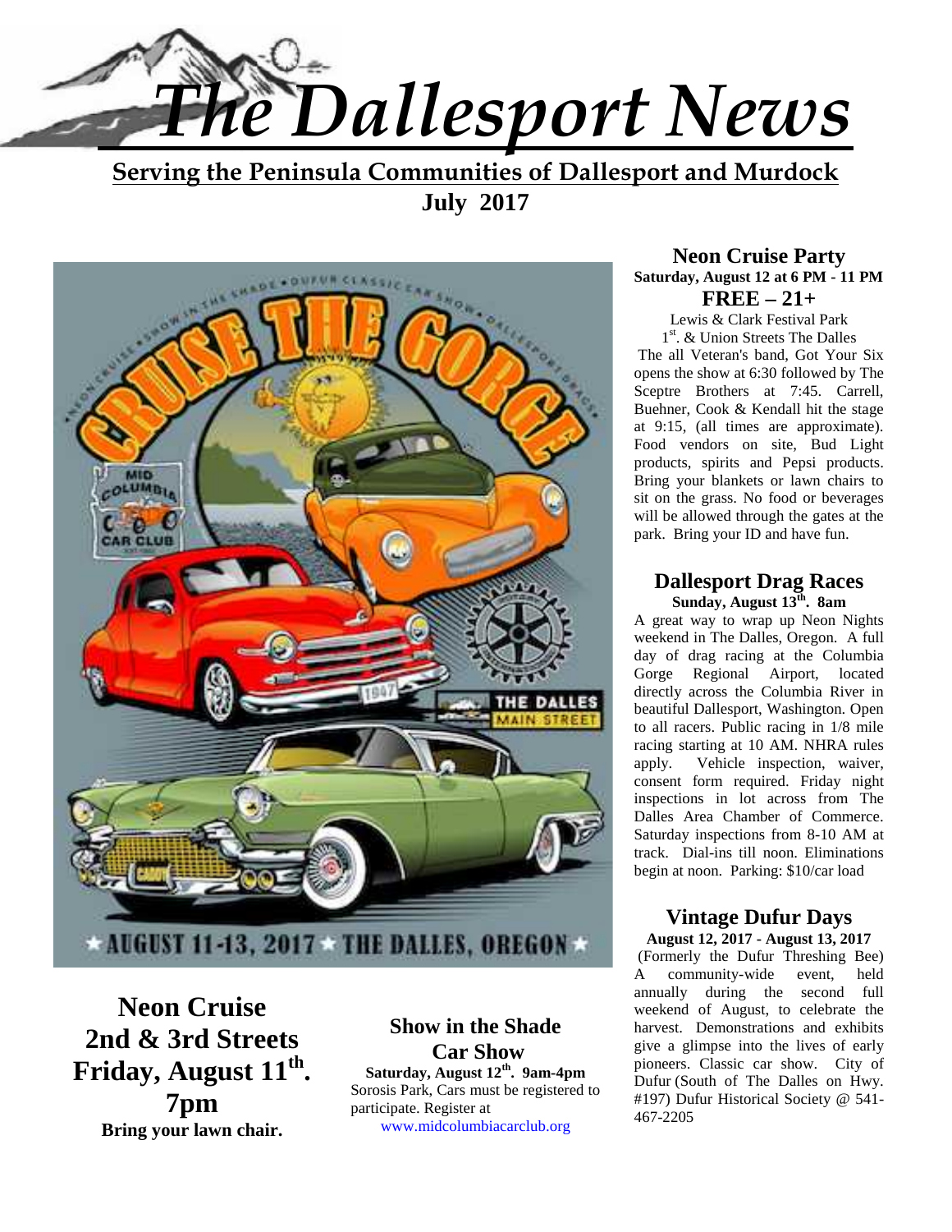# The Dallesport News

**Serving the Peninsula Communities of Dallesport and Murdock**

**July 2017**

## Neon Cruise Party

**Saturday, August 12 at 6 PM - 11 PM**

**FREE – 21+**

Lewis & Clark Festival Park
1st. & Union Streets The Dalles

The all Veteran's band, Got Your Six opens the show at 6:30 followed by The Sceptre Brothers at 7:45. Carrell, Buehner, Cook & Kendall hit the stage at 9:15, (all times are approximate). Food vendors on site, Bud Light products, spirits and Pepsi products. Bring your blankets or lawn chairs to sit on the grass. No food or beverages will be allowed through the gates at the park. Bring your ID and have fun.

## Dallesport Drag Races

**Sunday, August 13th. 8am**

A great way to wrap up Neon Nights weekend in The Dalles, Oregon. A full day of drag racing at the Columbia Gorge Regional Airport, located directly across the Columbia River in beautiful Dallesport, Washington. Open to all racers. Public racing in 1/8 mile racing starting at 10 AM. NHRA rules apply. Vehicle inspection, waiver, consent form required. Friday night inspections in lot across from The Dalles Area Chamber of Commerce. Saturday inspections from 8-10 AM at track. Dial-ins till noon. Eliminations begin at noon. Parking: $10/car load

## Vintage Dufur Days

**August 12, 2017 - August 13, 2017**

(Formerly the Dufur Threshing Bee) A community-wide event, held annually during the second full weekend of August, to celebrate the harvest. Demonstrations and exhibits give a glimpse into the lives of early pioneers. Classic car show. City of Dufur (South of The Dalles on Hwy. #197) Dufur Historical Society @ 541-467-2205

## Neon Cruise 2nd & 3rd Streets Friday, August 11th. 7pm

**Bring your lawn chair.**

## Show in the Shade Car Show

**Saturday, August 12th. 9am-4pm**

Sorosis Park, Cars must be registered to participate. Register at www.midcolumbiacarclub.org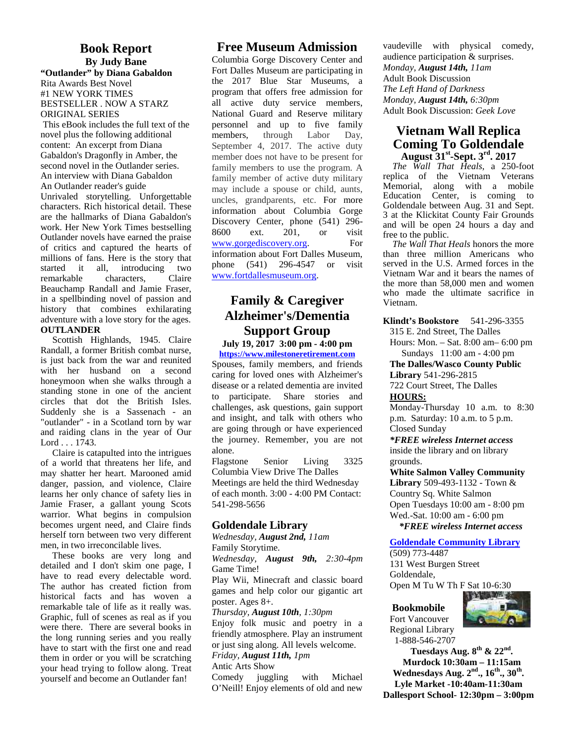## Book Report

**By Judy Bane**

**"Outlander" by Diana Gabaldon**

Rita Awards Best Novel
#1 NEW YORK TIMES BESTSELLER . NOW A STARZ ORIGINAL SERIES

This eBook includes the full text of the novel plus the following additional content: An excerpt from Diana Gabaldon's Dragonfly in Amber, the second novel in the Outlander series.
An interview with Diana Gabaldon
An Outlander reader's guide

Unrivaled storytelling. Unforgettable characters. Rich historical detail. These are the hallmarks of Diana Gabaldon's work. Her New York Times bestselling Outlander novels have earned the praise of critics and captured the hearts of millions of fans. Here is the story that started it all, introducing two remarkable characters, Claire Beauchamp Randall and Jamie Fraser, in a spellbinding novel of passion and history that combines exhilarating adventure with a love story for the ages.

**OUTLANDER**

Scottish Highlands, 1945. Claire Randall, a former British combat nurse, is just back from the war and reunited with her husband on a second honeymoon when she walks through a standing stone in one of the ancient circles that dot the British Isles. Suddenly she is a Sassenach - an "outlander" - in a Scotland torn by war and raiding clans in the year of Our Lord . . . 1743.

Claire is catapulted into the intrigues of a world that threatens her life, and may shatter her heart. Marooned amid danger, passion, and violence, Claire learns her only chance of safety lies in Jamie Fraser, a gallant young Scots warrior. What begins in compulsion becomes urgent need, and Claire finds herself torn between two very different men, in two irreconcilable lives.

These books are very long and detailed and I don't skim one page, I have to read every delectable word. The author has created fiction from historical facts and has woven a remarkable tale of life as it really was. Graphic, full of scenes as real as if you were there. There are several books in the long running series and you really have to start with the first one and read them in order or you will be scratching your head trying to follow along. Treat yourself and become an Outlander fan!

## Free Museum Admission

Columbia Gorge Discovery Center and Fort Dalles Museum are participating in the 2017 Blue Star Museums, a program that offers free admission for all active duty service members, National Guard and Reserve military personnel and up to five family members, through Labor Day, September 4, 2017. The active duty member does not have to be present for family members to use the program. A family member of active duty military may include a spouse or child, aunts, uncles, grandparents, etc. For more information about Columbia Gorge Discovery Center, phone (541) 296-8600 ext. 201, or visit www.gorgediscovery.org. For information about Fort Dalles Museum, phone (541) 296-4547 or visit www.fortdallesmuseum.org.

## Family & Caregiver Alzheimer's/Dementia Support Group

**July 19, 2017 3:00 pm - 4:00 pm**

**https://www.milestoneretirement.com**

Spouses, family members, and friends caring for loved ones with Alzheimer's disease or a related dementia are invited to participate. Share stories and challenges, ask questions, gain support and insight, and talk with others who are going through or have experienced the journey. Remember, you are not alone.

Flagstone Senior Living 3325 Columbia View Drive The Dalles
Meetings are held the third Wednesday of each month. 3:00 - 4:00 PM Contact: 541-298-5656

### Goldendale Library

*Wednesday, **August 2nd,** 11am*
Family Storytime.

*Wednesday, **August 9th,** 2:30-4pm*
Game Time!
Play Wii, Minecraft and classic board games and help color our gigantic art poster. Ages 8+.

*Thursday, **August 10th**, 1:30pm*
Enjoy folk music and poetry in a friendly atmosphere. Play an instrument or just sing along. All levels welcome.

*Friday, **August 11th,** 1pm*
Antic Arts Show
Comedy juggling with Michael O'Neill! Enjoy elements of old and new vaudeville with physical comedy, audience participation & surprises.

*Monday, **August 14th,** 11am*
Adult Book Discussion
*The Left Hand of Darkness*

*Monday, **August 14th,** 6:30pm*
Adult Book Discussion: *Geek Love*

## Vietnam Wall Replica Coming To Goldendale

**August 31st-Sept. 3rd. 2017**

*The Wall That Heals*, a 250-foot replica of the Vietnam Veterans Memorial, along with a mobile Education Center, is coming to Goldendale between Aug. 31 and Sept. 3 at the Klickitat County Fair Grounds and will be open 24 hours a day and free to the public.

*The Wall That Heals* honors the more than three million Americans who served in the U.S. Armed forces in the Vietnam War and it bears the names of the more than 58,000 men and women who made the ultimate sacrifice in Vietnam.

**Klindt's Bookstore** 541-296-3355
315 E. 2nd Street, The Dalles
Hours: Mon. – Sat. 8:00 am– 6:00 pm
Sundays 11:00 am - 4:00 pm

**The Dalles/Wasco County Public Library** 541-296-2815
722 Court Street, The Dalles
**HOURS:**
Monday-Thursday 10 a.m. to 8:30 p.m. Saturday: 10 a.m. to 5 p.m.
Closed Sunday
***FREE wireless Internet access** inside the library and on library grounds.

**White Salmon Valley Community Library** 509-493-1132 - Town & Country Sq. White Salmon
Open Tuesdays 10:00 am - 8:00 pm
Wed.-Sat. 10:00 am - 6:00 pm
***FREE wireless Internet access***

**Goldendale Community Library**
(509) 773-4487
131 West Burgen Street
Goldendale,
Open M Tu W Th F Sat 10-6:30

**Bookmobile**
Fort Vancouver Regional Library
1-888-546-2707

**Tuesdays Aug. 8th & 22nd.**
**Murdock 10:30am – 11:15am**
**Wednesdays Aug. 2nd., 16th., 30th.**
**Lyle Market -10:40am-11:30am**
**Dallesport School- 12:30pm – 3:00pm**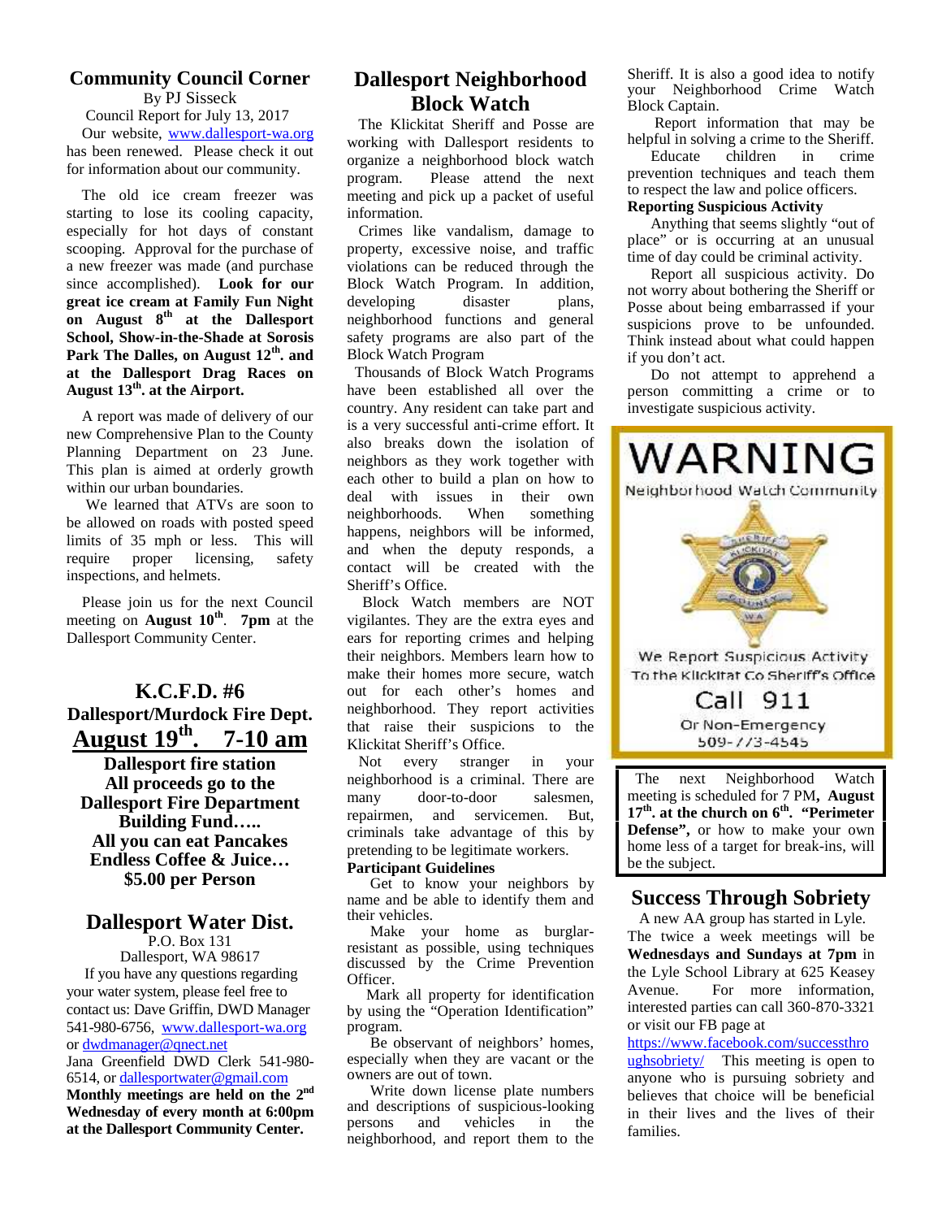## Community Council Corner

By PJ Sisseck

Council Report for July 13, 2017

Our website, www.dallesport-wa.org has been renewed. Please check it out for information about our community.

The old ice cream freezer was starting to lose its cooling capacity, especially for hot days of constant scooping. Approval for the purchase of a new freezer was made (and purchase since accomplished). **Look for our great ice cream at Family Fun Night on August 8th at the Dallesport School, Show-in-the-Shade at Sorosis Park The Dalles, on August 12th. and at the Dallesport Drag Races on August 13th. at the Airport.**

A report was made of delivery of our new Comprehensive Plan to the County Planning Department on 23 June. This plan is aimed at orderly growth within our urban boundaries.

We learned that ATVs are soon to be allowed on roads with posted speed limits of 35 mph or less. This will require proper licensing, safety inspections, and helmets.

Please join us for the next Council meeting on **August 10th**. **7pm** at the Dallesport Community Center.

## K.C.F.D. #6

**Dallesport/Murdock Fire Dept.**

**August 19th. 7-10 am**

**Dallesport fire station**
**All proceeds go to the Dallesport Fire Department Building Fund…..**
**All you can eat Pancakes**
**Endless Coffee & Juice…**
**$5.00 per Person**

## Dallesport Water Dist.

P.O. Box 131
Dallesport, WA 98617

If you have any questions regarding your water system, please feel free to contact us: Dave Griffin, DWD Manager 541-980-6756, www.dallesport-wa.org or dwdmanager@qnect.net
Jana Greenfield DWD Clerk 541-980-6514, or dallesportwater@gmail.com
**Monthly meetings are held on the 2nd Wednesday of every month at 6:00pm at the Dallesport Community Center.**

## Dallesport Neighborhood Block Watch

The Klickitat Sheriff and Posse are working with Dallesport residents to organize a neighborhood block watch program. Please attend the next meeting and pick up a packet of useful information.

Crimes like vandalism, damage to property, excessive noise, and traffic violations can be reduced through the Block Watch Program. In addition, developing disaster plans, neighborhood functions and general safety programs are also part of the Block Watch Program

Thousands of Block Watch Programs have been established all over the country. Any resident can take part and is a very successful anti-crime effort. It also breaks down the isolation of neighbors as they work together with each other to build a plan on how to deal with issues in their own neighborhoods. When something happens, neighbors will be informed, and when the deputy responds, a contact will be created with the Sheriff's Office.

Block Watch members are NOT vigilantes. They are the extra eyes and ears for reporting crimes and helping their neighbors. Members learn how to make their homes more secure, watch out for each other's homes and neighborhood. They report activities that raise their suspicions to the Klickitat Sheriff's Office.

Not every stranger in your neighborhood is a criminal. There are many door-to-door salesmen, repairmen, and servicemen. But, criminals take advantage of this by pretending to be legitimate workers.

**Participant Guidelines**

Get to know your neighbors by name and be able to identify them and their vehicles.

Make your home as burglar-resistant as possible, using techniques discussed by the Crime Prevention Officer.

Mark all property for identification by using the "Operation Identification" program.

Be observant of neighbors' homes, especially when they are vacant or the owners are out of town.

Write down license plate numbers and descriptions of suspicious-looking persons and vehicles in the neighborhood, and report them to the Sheriff. It is also a good idea to notify your Neighborhood Crime Watch Block Captain.

Report information that may be helpful in solving a crime to the Sheriff.

Educate children in crime prevention techniques and teach them to respect the law and police officers.

**Reporting Suspicious Activity**

Anything that seems slightly "out of place" or is occurring at an unusual time of day could be criminal activity.

Report all suspicious activity. Do not worry about bothering the Sheriff or Posse about being embarrassed if your suspicions prove to be unfounded. Think instead about what could happen if you don't act.

Do not attempt to apprehend a person committing a crime or to investigate suspicious activity.

**WARNING**

Neighborhood Watch Community

We Report Suspicious Activity To the Klickitat Co Sheriff's Office

Call 911

Or Non-Emergency 509-773-4545

The next Neighborhood Watch meeting is scheduled for 7 PM**, August 17th. at the church on 6th**. **"Perimeter Defense",** or how to make your own home less of a target for break-ins, will be the subject.

## Success Through Sobriety

A new AA group has started in Lyle. The twice a week meetings will be **Wednesdays and Sundays at 7pm** in the Lyle School Library at 625 Keasey Avenue. For more information, interested parties can call 360-870-3321 or visit our FB page at https://www.facebook.com/successthroughsobriety/ This meeting is open to anyone who is pursuing sobriety and believes that choice will be beneficial in their lives and the lives of their families.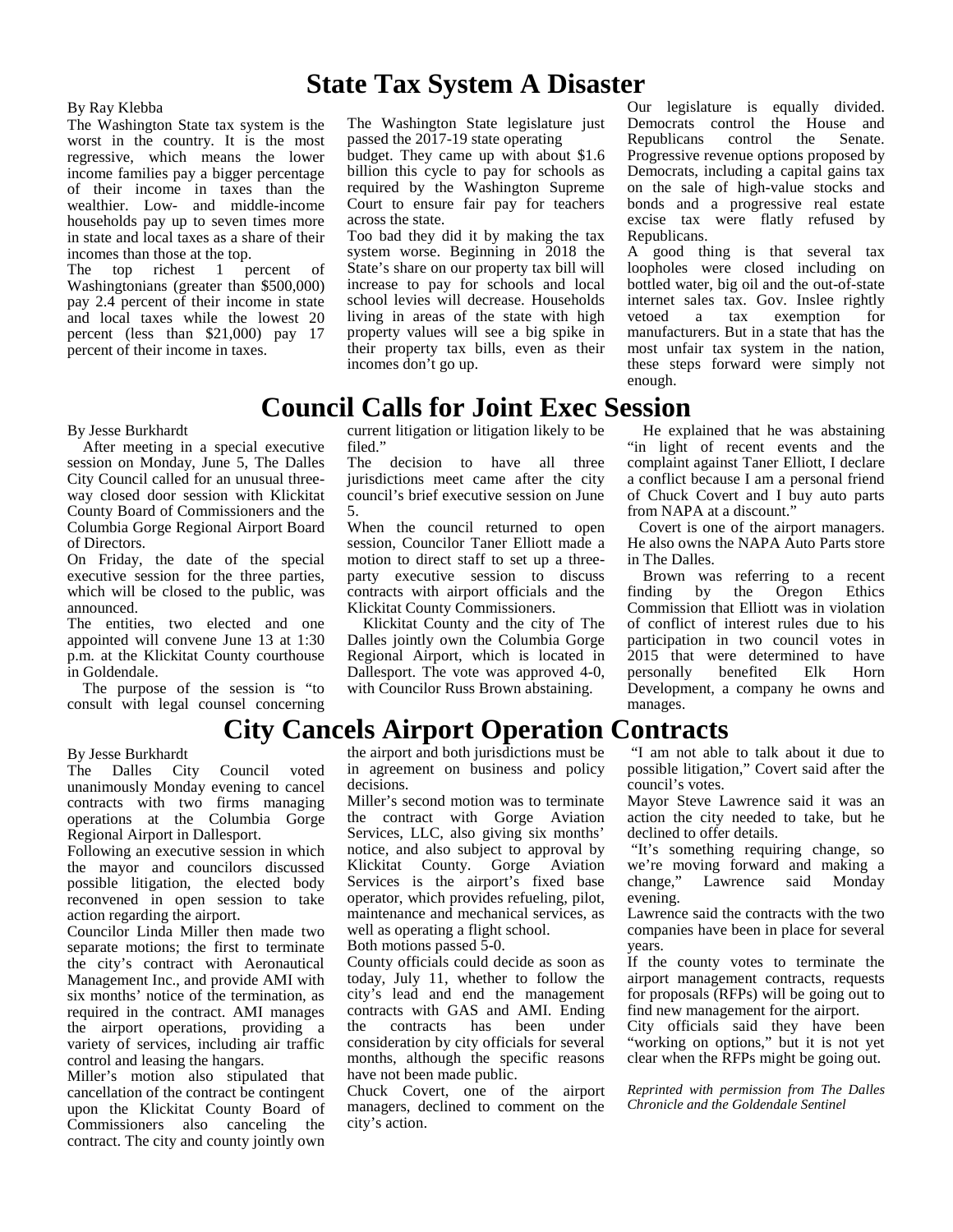# State Tax System A Disaster

By Ray Klebba

The Washington State tax system is the worst in the country. It is the most regressive, which means the lower income families pay a bigger percentage of their income in taxes than the wealthier. Low- and middle-income households pay up to seven times more in state and local taxes as a share of their incomes than those at the top.

The top richest 1 percent of Washingtonians (greater than $500,000) pay 2.4 percent of their income in state and local taxes while the lowest 20 percent (less than $21,000) pay 17 percent of their income in taxes.

The Washington State legislature just passed the 2017-19 state operating budget. They came up with about $1.6 billion this cycle to pay for schools as required by the Washington Supreme Court to ensure fair pay for teachers across the state.

Too bad they did it by making the tax system worse. Beginning in 2018 the State's share on our property tax bill will increase to pay for schools and local school levies will decrease. Households living in areas of the state with high property values will see a big spike in their property tax bills, even as their incomes don't go up.

Our legislature is equally divided. Democrats control the House and Republicans control the Senate. Progressive revenue options proposed by Democrats, including a capital gains tax on the sale of high-value stocks and bonds and a progressive real estate excise tax were flatly refused by Republicans.

A good thing is that several tax loopholes were closed including on bottled water, big oil and the out-of-state internet sales tax. Gov. Inslee rightly vetoed a tax exemption for manufacturers. But in a state that has the most unfair tax system in the nation, these steps forward were simply not enough.

# Council Calls for Joint Exec Session

By Jesse Burkhardt

After meeting in a special executive session on Monday, June 5, The Dalles City Council called for an unusual three-way closed door session with Klickitat County Board of Commissioners and the Columbia Gorge Regional Airport Board of Directors.

On Friday, the date of the special executive session for the three parties, which will be closed to the public, was announced.

The entities, two elected and one appointed will convene June 13 at 1:30 p.m. at the Klickitat County courthouse in Goldendale.

The purpose of the session is "to consult with legal counsel concerning current litigation or litigation likely to be filed."

The decision to have all three jurisdictions meet came after the city council's brief executive session on June 5.

When the council returned to open session, Councilor Taner Elliott made a motion to direct staff to set up a three-party executive session to discuss contracts with airport officials and the Klickitat County Commissioners.

Klickitat County and the city of The Dalles jointly own the Columbia Gorge Regional Airport, which is located in Dallesport. The vote was approved 4-0, with Councilor Russ Brown abstaining.

He explained that he was abstaining "in light of recent events and the complaint against Taner Elliott, I declare a conflict because I am a personal friend of Chuck Covert and I buy auto parts from NAPA at a discount."

Covert is one of the airport managers. He also owns the NAPA Auto Parts store in The Dalles.

Brown was referring to a recent finding by the Oregon Ethics Commission that Elliott was in violation of conflict of interest rules due to his participation in two council votes in 2015 that were determined to have personally benefited Elk Horn Development, a company he owns and manages.

# City Cancels Airport Operation Contracts

By Jesse Burkhardt

The Dalles City Council voted unanimously Monday evening to cancel contracts with two firms managing operations at the Columbia Gorge Regional Airport in Dallesport.

Following an executive session in which the mayor and councilors discussed possible litigation, the elected body reconvened in open session to take action regarding the airport.

Councilor Linda Miller then made two separate motions; the first to terminate the city's contract with Aeronautical Management Inc., and provide AMI with six months' notice of the termination, as required in the contract. AMI manages the airport operations, providing a variety of services, including air traffic control and leasing the hangars.

Miller's motion also stipulated that cancellation of the contract be contingent upon the Klickitat County Board of Commissioners also canceling the contract. The city and county jointly own the airport and both jurisdictions must be in agreement on business and policy decisions.

Miller's second motion was to terminate the contract with Gorge Aviation Services, LLC, also giving six months' notice, and also subject to approval by Klickitat County. Gorge Aviation Services is the airport's fixed base operator, which provides refueling, pilot, maintenance and mechanical services, as well as operating a flight school.

Both motions passed 5-0.

County officials could decide as soon as today, July 11, whether to follow the city's lead and end the management contracts with GAS and AMI. Ending the contracts has been under consideration by city officials for several months, although the specific reasons have not been made public.

Chuck Covert, one of the airport managers, declined to comment on the city's action.

"I am not able to talk about it due to possible litigation," Covert said after the council's votes.

Mayor Steve Lawrence said it was an action the city needed to take, but he declined to offer details.

"It's something requiring change, so we're moving forward and making a change," Lawrence said Monday evening.

Lawrence said the contracts with the two companies have been in place for several years.

If the county votes to terminate the airport management contracts, requests for proposals (RFPs) will be going out to find new management for the airport.

City officials said they have been "working on options," but it is not yet clear when the RFPs might be going out.

*Reprinted with permission from The Dalles Chronicle and the Goldendale Sentinel*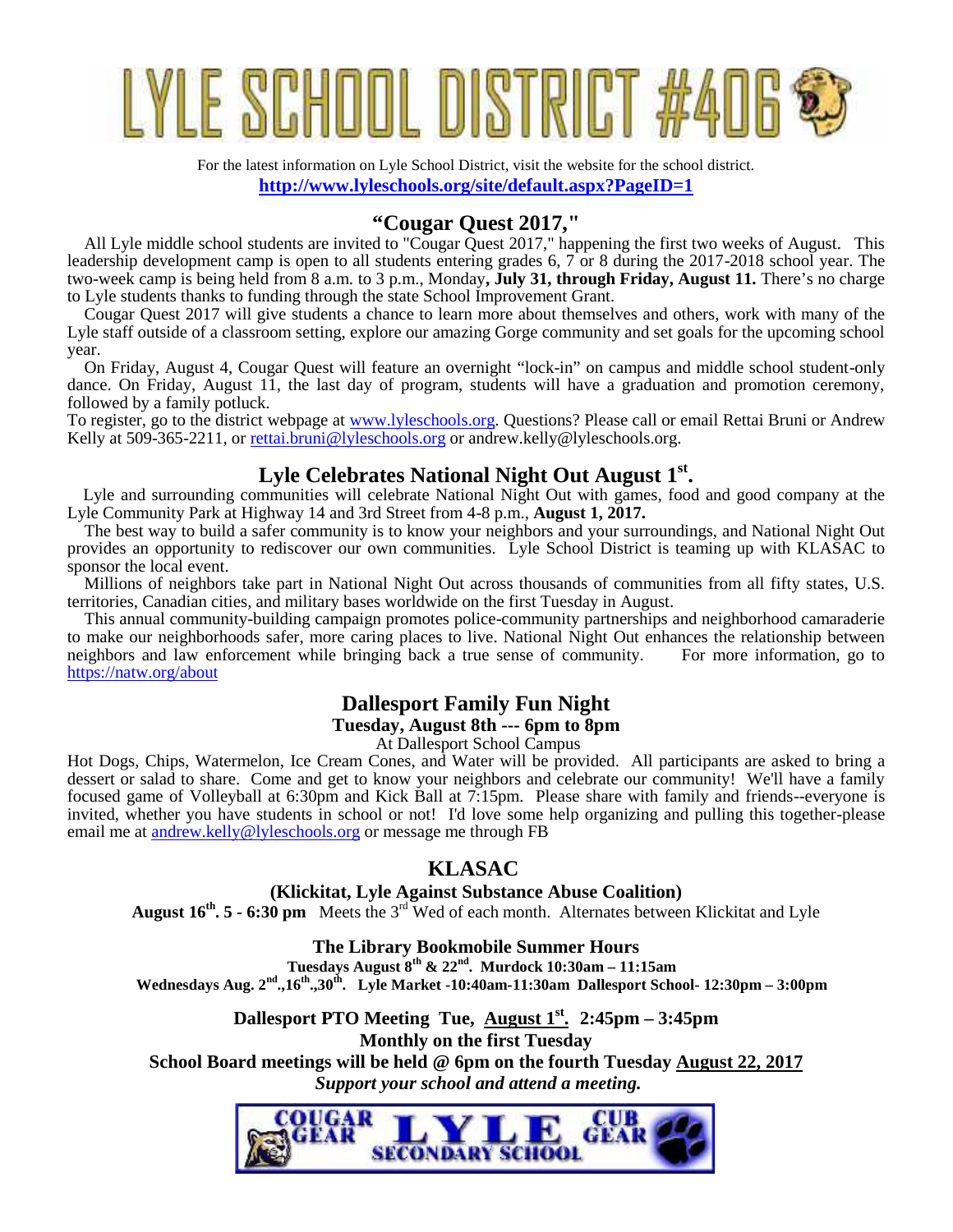# LYLE SCHOOL DISTRICT #406

For the latest information on Lyle School District, visit the website for the school district.

**http://www.lyleschools.org/site/default.aspx?PageID=1**

## "Cougar Quest 2017,"

All Lyle middle school students are invited to "Cougar Quest 2017," happening the first two weeks of August. This leadership development camp is open to all students entering grades 6, 7 or 8 during the 2017-2018 school year. The two-week camp is being held from 8 a.m. to 3 p.m., Monday**, July 31, through Friday, August 11.** There's no charge to Lyle students thanks to funding through the state School Improvement Grant.

Cougar Quest 2017 will give students a chance to learn more about themselves and others, work with many of the Lyle staff outside of a classroom setting, explore our amazing Gorge community and set goals for the upcoming school year.

On Friday, August 4, Cougar Quest will feature an overnight "lock-in" on campus and middle school student-only dance. On Friday, August 11, the last day of program, students will have a graduation and promotion ceremony, followed by a family potluck.

To register, go to the district webpage at www.lyleschools.org. Questions? Please call or email Rettai Bruni or Andrew Kelly at 509-365-2211, or rettai.bruni@lyleschools.org or andrew.kelly@lyleschools.org.

## Lyle Celebrates National Night Out August 1st.

Lyle and surrounding communities will celebrate National Night Out with games, food and good company at the Lyle Community Park at Highway 14 and 3rd Street from 4-8 p.m., **August 1, 2017.**

The best way to build a safer community is to know your neighbors and your surroundings, and National Night Out provides an opportunity to rediscover our own communities. Lyle School District is teaming up with KLASAC to sponsor the local event.

Millions of neighbors take part in National Night Out across thousands of communities from all fifty states, U.S. territories, Canadian cities, and military bases worldwide on the first Tuesday in August.

This annual community-building campaign promotes police-community partnerships and neighborhood camaraderie to make our neighborhoods safer, more caring places to live. National Night Out enhances the relationship between neighbors and law enforcement while bringing back a true sense of community. For more information, go to https://natw.org/about

## Dallesport Family Fun Night

**Tuesday, August 8th --- 6pm to 8pm**

At Dallesport School Campus

Hot Dogs, Chips, Watermelon, Ice Cream Cones, and Water will be provided. All participants are asked to bring a dessert or salad to share. Come and get to know your neighbors and celebrate our community! We'll have a family focused game of Volleyball at 6:30pm and Kick Ball at 7:15pm. Please share with family and friends--everyone is invited, whether you have students in school or not! I'd love some help organizing and pulling this together-please email me at andrew.kelly@lyleschools.org or message me through FB

## KLASAC

**(Klickitat, Lyle Against Substance Abuse Coalition)**

**August 16th. 5 - 6:30 pm** Meets the 3rd Wed of each month. Alternates between Klickitat and Lyle

**The Library Bookmobile Summer Hours**

**Tuesdays August 8th & 22nd. Murdock 10:30am – 11:15am**

**Wednesdays Aug. 2nd.,16th.,30th. Lyle Market -10:40am-11:30am Dallesport School- 12:30pm – 3:00pm**

**Dallesport PTO Meeting Tue, August 1st. 2:45pm – 3:45pm**

**Monthly on the first Tuesday**

**School Board meetings will be held @ 6pm on the fourth Tuesday August 22, 2017**

***Support your school and attend a meeting.***

COUGAR GEAR LYLE SECONDARY SCHOOL CUB GEAR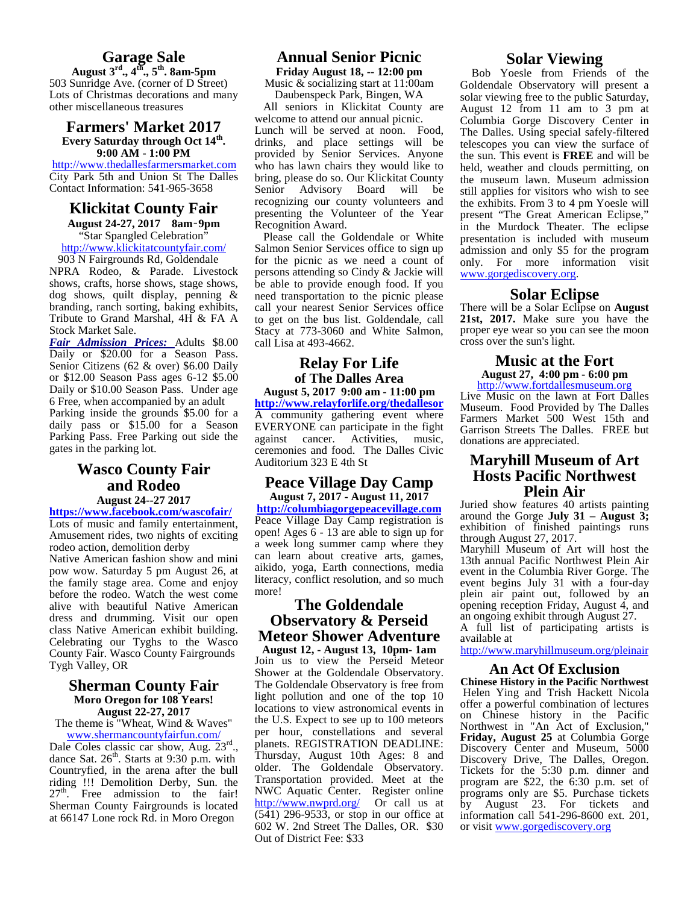## Garage Sale

**August 3rd., 4th., 5th. 8am-5pm**

503 Sunridge Ave. (corner of D Street)
Lots of Christmas decorations and many other miscellaneous treasures

## Farmers' Market 2017

**Every Saturday through Oct 14th.**
**9:00 AM - 1:00 PM**

http://www.thedallesfarmersmarket.com
City Park 5th and Union St The Dalles
Contact Information: 541-965-3658

## Klickitat County Fair

**August 24-27, 2017 8am-9pm**

"Star Spangled Celebration"
http://www.klickitatcountyfair.com/
903 N Fairgrounds Rd, Goldendale

NPRA Rodeo, & Parade. Livestock shows, crafts, horse shows, stage shows, dog shows, quilt display, penning & branding, ranch sorting, baking exhibits, Tribute to Grand Marshal, 4H & FA A Stock Market Sale.

***Fair Admission Prices:*** Adults $8.00 Daily or $20.00 for a Season Pass. Senior Citizens (62 & over) $6.00 Daily or $12.00 Season Pass ages 6-12 $5.00 Daily or $10.00 Season Pass. Under age 6 Free, when accompanied by an adult

Parking inside the grounds $5.00 for a daily pass or $15.00 for a Season Parking Pass. Free Parking out side the gates in the parking lot.

## Wasco County Fair and Rodeo

**August 24--27 2017**

**https://www.facebook.com/wascofair/**

Lots of music and family entertainment, Amusement rides, two nights of exciting rodeo action, demolition derby

Native American fashion show and mini pow wow. Saturday 5 pm August 26, at the family stage area. Come and enjoy before the rodeo. Watch the west come alive with beautiful Native American dress and drumming. Visit our open class Native American exhibit building. Celebrating our Tyghs to the Wasco County Fair. Wasco County Fairgrounds Tygh Valley, OR

## Sherman County Fair

**Moro Oregon for 108 Years!**
**August 22-27, 2017**

The theme is "Wheat, Wind & Waves"
www.shermancountyfairfun.com/

Dale Coles classic car show, Aug. 23rd., dance Sat. 26th. Starts at 9:30 p.m. with Countryfied, in the arena after the bull riding !!! Demolition Derby, Sun. the 27th. Free admission to the fair! Sherman County Fairgrounds is located at 66147 Lone rock Rd. in Moro Oregon

## Annual Senior Picnic

**Friday August 18, -- 12:00 pm**

Music & socializing start at 11:00am
Daubenspeck Park, Bingen, WA

All seniors in Klickitat County are welcome to attend our annual picnic. Lunch will be served at noon. Food, drinks, and place settings will be provided by Senior Services. Anyone who has lawn chairs they would like to bring, please do so. Our Klickitat County Senior Advisory Board will be recognizing our county volunteers and presenting the Volunteer of the Year Recognition Award.

Please call the Goldendale or White Salmon Senior Services office to sign up for the picnic as we need a count of persons attending so Cindy & Jackie will be able to provide enough food. If you need transportation to the picnic please call your nearest Senior Services office to get on the bus list. Goldendale, call Stacy at 773-3060 and White Salmon, call Lisa at 493-4662.

## Relay For Life of The Dalles Area

**August 5, 2017 9:00 am - 11:00 pm**

**http://www.relayforlife.org/thedallesor**

A community gathering event where EVERYONE can participate in the fight against cancer. Activities, music, ceremonies and food. The Dalles Civic Auditorium 323 E 4th St

## Peace Village Day Camp

**August 7, 2017 - August 11, 2017**

**http://columbiagorgepeacevillage.com**

Peace Village Day Camp registration is open! Ages 6 - 13 are able to sign up for a week long summer camp where they can learn about creative arts, games, aikido, yoga, Earth connections, media literacy, conflict resolution, and so much more!

## The Goldendale Observatory & Perseid Meteor Shower Adventure

**August 12, - August 13, 10pm- 1am**

Join us to view the Perseid Meteor Shower at the Goldendale Observatory. The Goldendale Observatory is free from light pollution and one of the top 10 locations to view astronomical events in the U.S. Expect to see up to 100 meteors per hour, constellations and several planets. REGISTRATION DEADLINE: Thursday, August 10th Ages: 8 and older. The Goldendale Observatory. Transportation provided. Meet at the NWC Aquatic Center. Register online http://www.nwprd.org/ Or call us at (541) 296-9533, or stop in our office at 602 W. 2nd Street The Dalles, OR. $30 Out of District Fee: $33

## Solar Viewing

Bob Yoesle from Friends of the Goldendale Observatory will present a solar viewing free to the public Saturday, August 12 from 11 am to 3 pm at Columbia Gorge Discovery Center in The Dalles. Using special safely-filtered telescopes you can view the surface of the sun. This event is **FREE** and will be held, weather and clouds permitting, on the museum lawn. Museum admission still applies for visitors who wish to see the exhibits. From 3 to 4 pm Yoesle will present "The Great American Eclipse," in the Murdock Theater. The eclipse presentation is included with museum admission and only $5 for the program only. For more information visit www.gorgediscovery.org.

## Solar Eclipse

There will be a Solar Eclipse on **August 21st, 2017.** Make sure you have the proper eye wear so you can see the moon cross over the sun's light.

## Music at the Fort

**August 27, 4:00 pm - 6:00 pm**

http://www.fortdallesmuseum.org

Live Music on the lawn at Fort Dalles Museum. Food Provided by The Dalles Farmers Market 500 West 15th and Garrison Streets The Dalles. FREE but donations are appreciated.

## Maryhill Museum of Art Hosts Pacific Northwest Plein Air

Juried show features 40 artists painting around the Gorge **July 31 – August 3;** exhibition of finished paintings runs through August 27, 2017.

Maryhill Museum of Art will host the 13th annual Pacific Northwest Plein Air event in the Columbia River Gorge. The event begins July 31 with a four-day plein air paint out, followed by an opening reception Friday, August 4, and an ongoing exhibit through August 27.

A full list of participating artists is available at

http://www.maryhillmuseum.org/pleinair

## An Act Of Exclusion

**Chinese History in the Pacific Northwest**

Helen Ying and Trish Hackett Nicola offer a powerful combination of lectures on Chinese history in the Pacific Northwest in "An Act of Exclusion," **Friday, August 25** at Columbia Gorge Discovery Center and Museum, 5000 Discovery Drive, The Dalles, Oregon. Tickets for the 5:30 p.m. dinner and program are $22, the 6:30 p.m. set of programs only are $5. Purchase tickets by August 23. For tickets and information call 541-296-8600 ext. 201, or visit www.gorgediscovery.org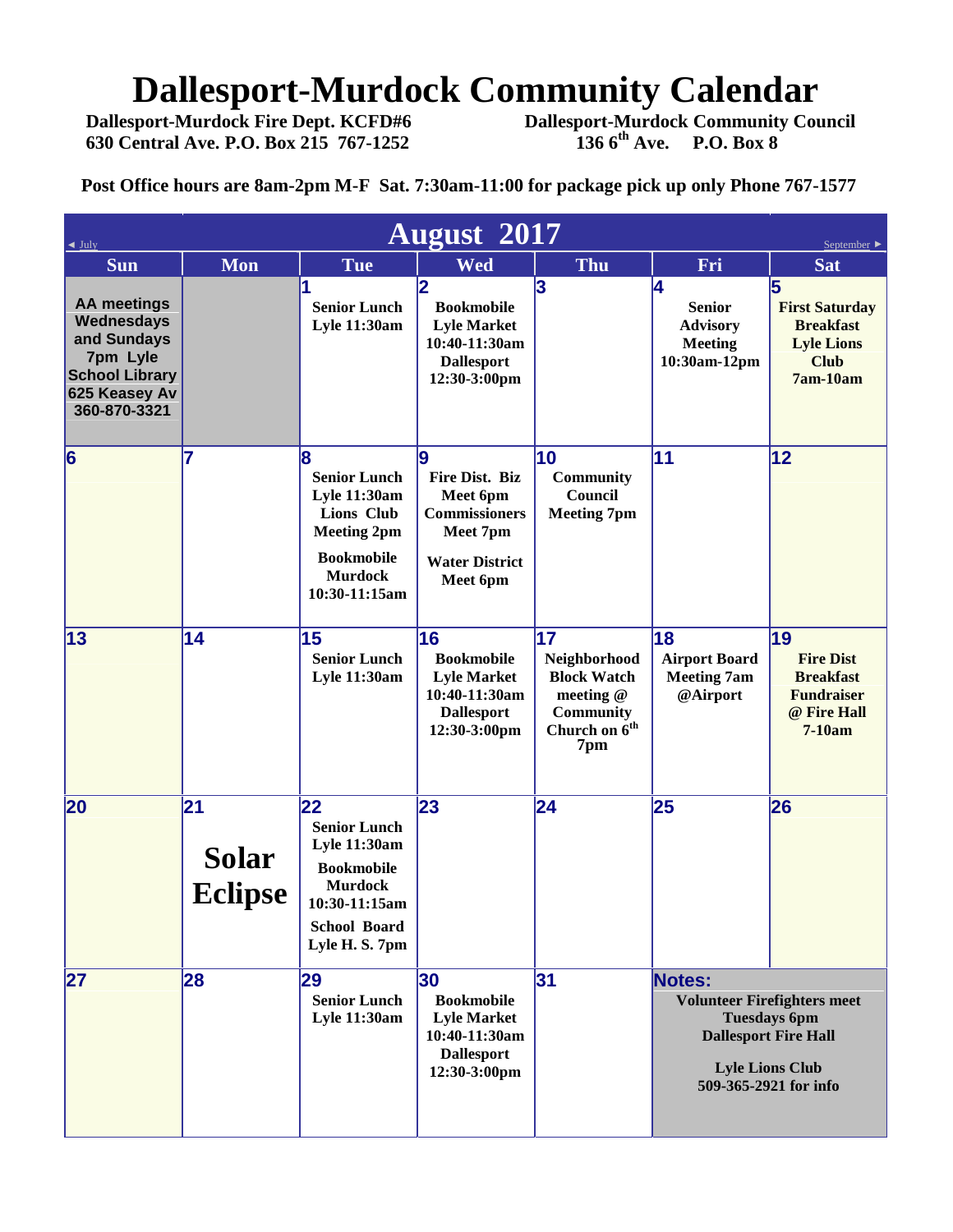# Dallesport-Murdock Community Calendar

**Dallesport-Murdock Fire Dept. KCFD#6**
**630 Central Ave. P.O. Box 215 767-1252**

**Dallesport-Murdock Community Council**
**136 6th Ave. P.O. Box 8**

**Post Office hours are 8am-2pm M-F Sat. 7:30am-11:00 for package pick up only Phone 767-1577**

## August 2017

◄ July | September ►

| Sun | Mon | Tue | Wed | Thu | Fri | Sat |
|---|---|---|---|---|---|---|
| **AA meetings Wednesdays and Sundays 7pm Lyle School Library 625 Keasey Av 360-870-3321** | | **1** Senior Lunch Lyle 11:30am | **2** Bookmobile Lyle Market 10:40-11:30am Dallesport 12:30-3:00pm | **3** | **4** Senior Advisory Meeting 10:30am-12pm | **5** First Saturday Breakfast Lyle Lions Club 7am-10am |
| **6** | **7** | **8** Senior Lunch Lyle 11:30am Lions Club Meeting 2pm Bookmobile Murdock 10:30-11:15am | **9** Fire Dist. Biz Meet 6pm Commissioners Meet 7pm Water District Meet 6pm | **10** Community Council Meeting 7pm | **11** | **12** |
| **13** | **14** | **15** Senior Lunch Lyle 11:30am | **16** Bookmobile Lyle Market 10:40-11:30am Dallesport 12:30-3:00pm | **17** Neighborhood Block Watch meeting @ Community Church on 6th 7pm | **18** Airport Board Meeting 7am @Airport | **19** Fire Dist Breakfast Fundraiser @ Fire Hall 7-10am |
| **20** | **21** Solar Eclipse | **22** Senior Lunch Lyle 11:30am Bookmobile Murdock 10:30-11:15am School Board Lyle H. S. 7pm | **23** | **24** | **25** | **26** |
| **27** | **28** | **29** Senior Lunch Lyle 11:30am | **30** Bookmobile Lyle Market 10:40-11:30am Dallesport 12:30-3:00pm | **31** | **Notes:** Volunteer Firefighters meet Tuesdays 6pm Dallesport Fire Hall; Lyle Lions Club 509-365-2921 for info | |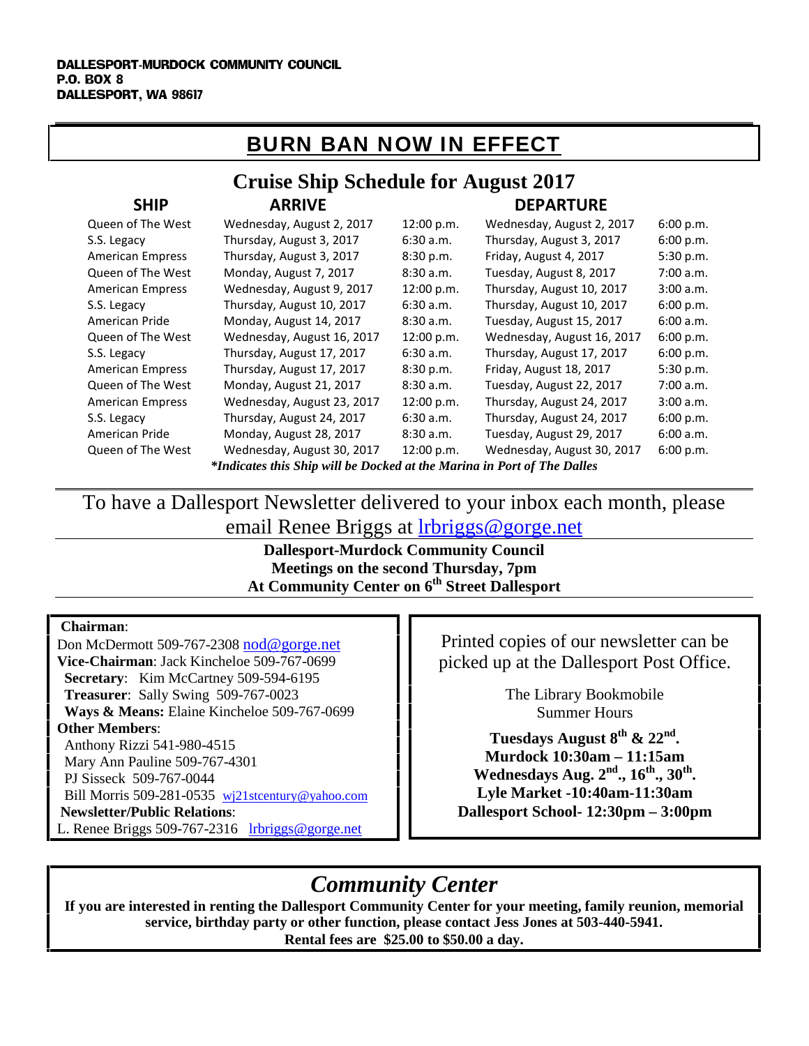**DALLESPORT-MURDOCK COMMUNITY COUNCIL**
**P.O. BOX 8**
**DALLESPORT, WA 98617**

# BURN BAN NOW IN EFFECT

## Cruise Ship Schedule for August 2017

| SHIP | ARRIVE | | DEPARTURE | |
|---|---|---|---|---|
| Queen of The West | Wednesday, August 2, 2017 | 12:00 p.m. | Wednesday, August 2, 2017 | 6:00 p.m. |
| S.S. Legacy | Thursday, August 3, 2017 | 6:30 a.m. | Thursday, August 3, 2017 | 6:00 p.m. |
| American Empress | Thursday, August 3, 2017 | 8:30 p.m. | Friday, August 4, 2017 | 5:30 p.m. |
| Queen of The West | Monday, August 7, 2017 | 8:30 a.m. | Tuesday, August 8, 2017 | 7:00 a.m. |
| American Empress | Wednesday, August 9, 2017 | 12:00 p.m. | Thursday, August 10, 2017 | 3:00 a.m. |
| S.S. Legacy | Thursday, August 10, 2017 | 6:30 a.m. | Thursday, August 10, 2017 | 6:00 p.m. |
| American Pride | Monday, August 14, 2017 | 8:30 a.m. | Tuesday, August 15, 2017 | 6:00 a.m. |
| Queen of The West | Wednesday, August 16, 2017 | 12:00 p.m. | Wednesday, August 16, 2017 | 6:00 p.m. |
| S.S. Legacy | Thursday, August 17, 2017 | 6:30 a.m. | Thursday, August 17, 2017 | 6:00 p.m. |
| American Empress | Thursday, August 17, 2017 | 8:30 p.m. | Friday, August 18, 2017 | 5:30 p.m. |
| Queen of The West | Monday, August 21, 2017 | 8:30 a.m. | Tuesday, August 22, 2017 | 7:00 a.m. |
| American Empress | Wednesday, August 23, 2017 | 12:00 p.m. | Thursday, August 24, 2017 | 3:00 a.m. |
| S.S. Legacy | Thursday, August 24, 2017 | 6:30 a.m. | Thursday, August 24, 2017 | 6:00 p.m. |
| American Pride | Monday, August 28, 2017 | 8:30 a.m. | Tuesday, August 29, 2017 | 6:00 a.m. |
| Queen of The West | Wednesday, August 30, 2017 | 12:00 p.m. | Wednesday, August 30, 2017 | 6:00 p.m. |

***Indicates this Ship will be Docked at the Marina in Port of The Dalles***

To have a Dallesport Newsletter delivered to your inbox each month, please email Renee Briggs at lrbriggs@gorge.net

**Dallesport-Murdock Community Council**
**Meetings on the second Thursday, 7pm**
**At Community Center on 6th Street Dallesport**

**Chairman**:
Don McDermott 509-767-2308 nod@gorge.net
**Vice-Chairman**: Jack Kincheloe 509-767-0699
**Secretary**: Kim McCartney 509-594-6195
**Treasurer**: Sally Swing 509-767-0023
**Ways & Means:** Elaine Kincheloe 509-767-0699
**Other Members**:
Anthony Rizzi 541-980-4515
Mary Ann Pauline 509-767-4301
PJ Sisseck 509-767-0044
Bill Morris 509-281-0535 wj21stcentury@yahoo.com
**Newsletter/Public Relations**:
L. Renee Briggs 509-767-2316 lrbriggs@gorge.net

Printed copies of our newsletter can be picked up at the Dallesport Post Office.

The Library Bookmobile
Summer Hours

**Tuesdays August 8th & 22nd.**
**Murdock 10:30am – 11:15am**
**Wednesdays Aug. 2nd., 16th., 30th.**
**Lyle Market -10:40am-11:30am**
**Dallesport School- 12:30pm – 3:00pm**

## *Community Center*

**If you are interested in renting the Dallesport Community Center for your meeting, family reunion, memorial service, birthday party or other function, please contact Jess Jones at 503-440-5941.**
**Rental fees are $25.00 to $50.00 a day.**